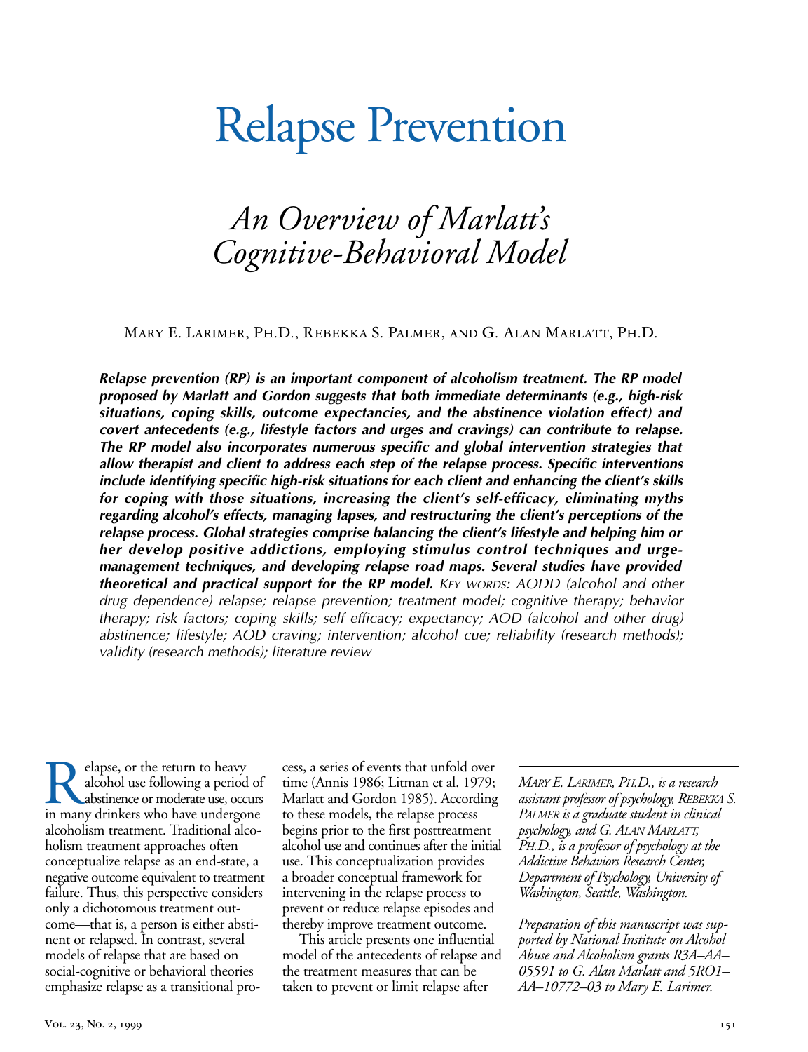# Relapse Prevention

## *An Overview of Marlatt's Cognitive-Behavioral Model*

Mary E. Larimer, Ph.D., Rebekka S. Palmer, and G. Alan Marlatt, Ph.D.

***Relapse prevention (RP) is an important component of alcoholism treatment. The RP model proposed by Marlatt and Gordon suggests that both immediate determinants (e.g., high-risk situations, coping skills, outcome expectancies, and the abstinence violation effect) and covert antecedents (e.g., lifestyle factors and urges and cravings) can contribute to relapse. The RP model also incorporates numerous specific and global intervention strategies that allow therapist and client to address each step of the relapse process. Specific interventions include identifying specific high-risk situations for each client and enhancing the client's skills for coping with those situations, increasing the client's self-efficacy, eliminating myths regarding alcohol's effects, managing lapses, and restructuring the client's perceptions of the relapse process. Global strategies comprise balancing the client's lifestyle and helping him or her develop positive addictions, employing stimulus control techniques and urge-management techniques, and developing relapse road maps. Several studies have provided theoretical and practical support for the RP model.*** *Key words: AODD (alcohol and other drug dependence) relapse; relapse prevention; treatment model; cognitive therapy; behavior therapy; risk factors; coping skills; self efficacy; expectancy; AOD (alcohol and other drug) abstinence; lifestyle; AOD craving; intervention; alcohol cue; reliability (research methods); validity (research methods); literature review*

Relapse, or the return to heavy alcohol use following a period of abstinence or moderate use, occurs in many drinkers who have undergone alcoholism treatment. Traditional alcoholism treatment approaches often conceptualize relapse as an end-state, a negative outcome equivalent to treatment failure. Thus, this perspective considers only a dichotomous treatment outcome—that is, a person is either abstinent or relapsed. In contrast, several models of relapse that are based on social-cognitive or behavioral theories emphasize relapse as a transitional process, a series of events that unfold over time (Annis 1986; Litman et al. 1979; Marlatt and Gordon 1985). According to these models, the relapse process begins prior to the first posttreatment alcohol use and continues after the initial use. This conceptualization provides a broader conceptual framework for intervening in the relapse process to prevent or reduce relapse episodes and thereby improve treatment outcome.

This article presents one influential model of the antecedents of relapse and the treatment measures that can be taken to prevent or limit relapse after

*Mary E. Larimer, Ph.D., is a research assistant professor of psychology, Rebekka S. Palmer is a graduate student in clinical psychology, and G. Alan Marlatt, Ph.D., is a professor of psychology at the Addictive Behaviors Research Center, Department of Psychology, University of Washington, Seattle, Washington.*

*Preparation of this manuscript was supported by National Institute on Alcohol Abuse and Alcoholism grants R3A–AA–05591 to G. Alan Marlatt and 5RO1–AA–10772–03 to Mary E. Larimer.*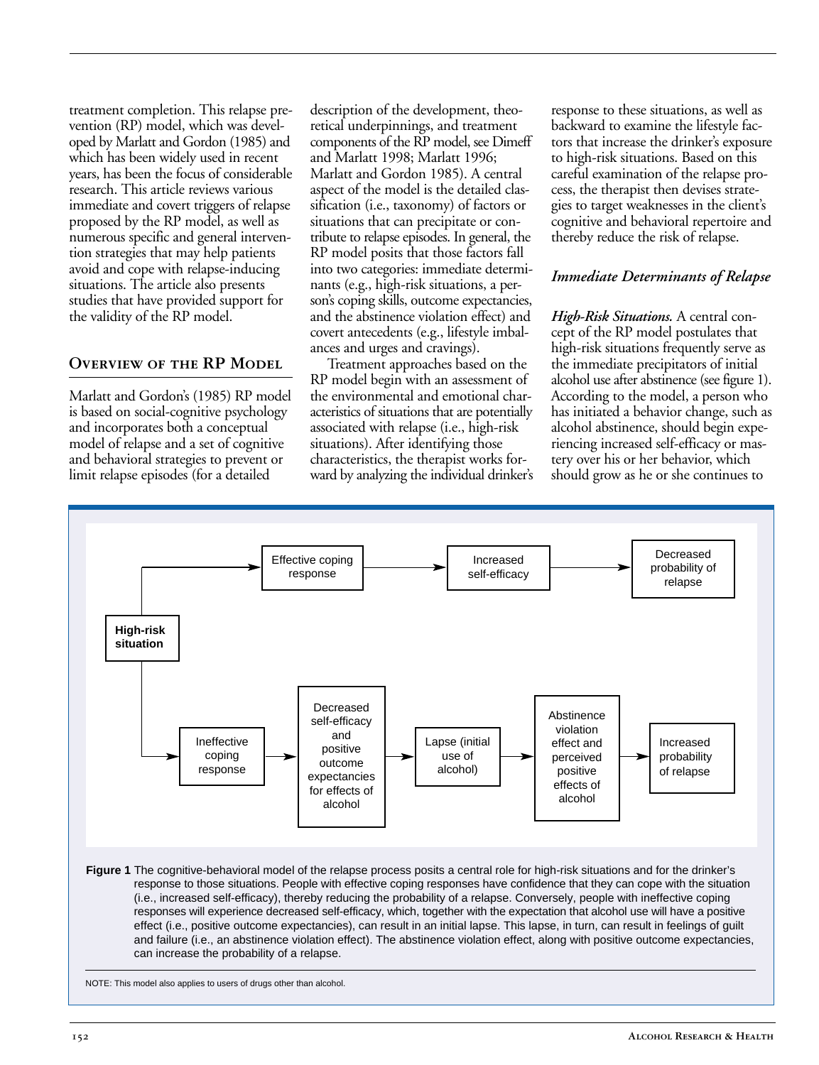treatment completion. This relapse prevention (RP) model, which was developed by Marlatt and Gordon (1985) and which has been widely used in recent years, has been the focus of considerable research. This article reviews various immediate and covert triggers of relapse proposed by the RP model, as well as numerous specific and general intervention strategies that may help patients avoid and cope with relapse-inducing situations. The article also presents studies that have provided support for the validity of the RP model.

## Overview of the RP Model

Marlatt and Gordon's (1985) RP model is based on social-cognitive psychology and incorporates both a conceptual model of relapse and a set of cognitive and behavioral strategies to prevent or limit relapse episodes (for a detailed description of the development, theoretical underpinnings, and treatment components of the RP model, see Dimeff and Marlatt 1998; Marlatt 1996; Marlatt and Gordon 1985). A central aspect of the model is the detailed classification (i.e., taxonomy) of factors or situations that can precipitate or contribute to relapse episodes. In general, the RP model posits that those factors fall into two categories: immediate determinants (e.g., high-risk situations, a person's coping skills, outcome expectancies, and the abstinence violation effect) and covert antecedents (e.g., lifestyle imbalances and urges and cravings).

Treatment approaches based on the RP model begin with an assessment of the environmental and emotional characteristics of situations that are potentially associated with relapse (i.e., high-risk situations). After identifying those characteristics, the therapist works forward by analyzing the individual drinker's response to these situations, as well as backward to examine the lifestyle factors that increase the drinker's exposure to high-risk situations. Based on this careful examination of the relapse process, the therapist then devises strategies to target weaknesses in the client's cognitive and behavioral repertoire and thereby reduce the risk of relapse.

### *Immediate Determinants of Relapse*

***High-Risk Situations.*** A central concept of the RP model postulates that high-risk situations frequently serve as the immediate precipitators of initial alcohol use after abstinence (see figure 1). According to the model, a person who has initiated a behavior change, such as alcohol abstinence, should begin experiencing increased self-efficacy or mastery over his or her behavior, which should grow as he or she continues to

High-risk situation

Effective coping response

Increased self-efficacy

Decreased probability of relapse

Ineffective coping response

Decreased self-efficacy and positive outcome expectancies for effects of alcohol

Lapse (initial use of alcohol)

Abstinence violation effect and perceived positive effects of alcohol

Increased probability of relapse

**Figure 1** The cognitive-behavioral model of the relapse process posits a central role for high-risk situations and for the drinker's response to those situations. People with effective coping responses have confidence that they can cope with the situation (i.e., increased self-efficacy), thereby reducing the probability of a relapse. Conversely, people with ineffective coping responses will experience decreased self-efficacy, which, together with the expectation that alcohol use will have a positive effect (i.e., positive outcome expectancies), can result in an initial lapse. This lapse, in turn, can result in feelings of guilt and failure (i.e., an abstinence violation effect). The abstinence violation effect, along with positive outcome expectancies, can increase the probability of a relapse.

NOTE: This model also applies to users of drugs other than alcohol.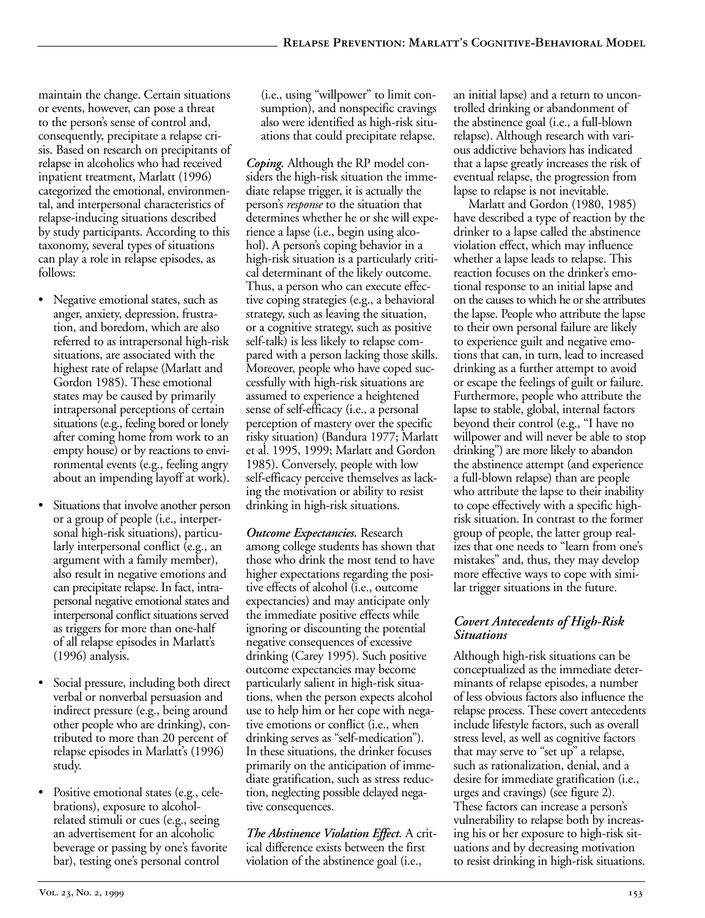maintain the change. Certain situations or events, however, can pose a threat to the person's sense of control and, consequently, precipitate a relapse crisis. Based on research on precipitants of relapse in alcoholics who had received inpatient treatment, Marlatt (1996) categorized the emotional, environmental, and interpersonal characteristics of relapse-inducing situations described by study participants. According to this taxonomy, several types of situations can play a role in relapse episodes, as follows:

- Negative emotional states, such as anger, anxiety, depression, frustration, and boredom, which are also referred to as intrapersonal high-risk situations, are associated with the highest rate of relapse (Marlatt and Gordon 1985). These emotional states may be caused by primarily intrapersonal perceptions of certain situations (e.g., feeling bored or lonely after coming home from work to an empty house) or by reactions to environmental events (e.g., feeling angry about an impending layoff at work).
- Situations that involve another person or a group of people (i.e., interpersonal high-risk situations), particularly interpersonal conflict (e.g., an argument with a family member), also result in negative emotions and can precipitate relapse. In fact, intrapersonal negative emotional states and interpersonal conflict situations served as triggers for more than one-half of all relapse episodes in Marlatt's (1996) analysis.
- Social pressure, including both direct verbal or nonverbal persuasion and indirect pressure (e.g., being around other people who are drinking), contributed to more than 20 percent of relapse episodes in Marlatt's (1996) study.
- Positive emotional states (e.g., celebrations), exposure to alcohol-related stimuli or cues (e.g., seeing an advertisement for an alcoholic beverage or passing by one's favorite bar), testing one's personal control (i.e., using "willpower" to limit consumption), and nonspecific cravings also were identified as high-risk situations that could precipitate relapse.

***Coping.*** Although the RP model considers the high-risk situation the immediate relapse trigger, it is actually the person's *response* to the situation that determines whether he or she will experience a lapse (i.e., begin using alcohol). A person's coping behavior in a high-risk situation is a particularly critical determinant of the likely outcome. Thus, a person who can execute effective coping strategies (e.g., a behavioral strategy, such as leaving the situation, or a cognitive strategy, such as positive self-talk) is less likely to relapse compared with a person lacking those skills. Moreover, people who have coped successfully with high-risk situations are assumed to experience a heightened sense of self-efficacy (i.e., a personal perception of mastery over the specific risky situation) (Bandura 1977; Marlatt et al. 1995, 1999; Marlatt and Gordon 1985). Conversely, people with low self-efficacy perceive themselves as lacking the motivation or ability to resist drinking in high-risk situations.

***Outcome Expectancies.*** Research among college students has shown that those who drink the most tend to have higher expectations regarding the positive effects of alcohol (i.e., outcome expectancies) and may anticipate only the immediate positive effects while ignoring or discounting the potential negative consequences of excessive drinking (Carey 1995). Such positive outcome expectancies may become particularly salient in high-risk situations, when the person expects alcohol use to help him or her cope with negative emotions or conflict (i.e., when drinking serves as "self-medication"). In these situations, the drinker focuses primarily on the anticipation of immediate gratification, such as stress reduction, neglecting possible delayed negative consequences.

***The Abstinence Violation Effect.*** A critical difference exists between the first violation of the abstinence goal (i.e., an initial lapse) and a return to uncontrolled drinking or abandonment of the abstinence goal (i.e., a full-blown relapse). Although research with various addictive behaviors has indicated that a lapse greatly increases the risk of eventual relapse, the progression from lapse to relapse is not inevitable.

Marlatt and Gordon (1980, 1985) have described a type of reaction by the drinker to a lapse called the abstinence violation effect, which may influence whether a lapse leads to relapse. This reaction focuses on the drinker's emotional response to an initial lapse and on the causes to which he or she attributes the lapse. People who attribute the lapse to their own personal failure are likely to experience guilt and negative emotions that can, in turn, lead to increased drinking as a further attempt to avoid or escape the feelings of guilt or failure. Furthermore, people who attribute the lapse to stable, global, internal factors beyond their control (e.g., "I have no willpower and will never be able to stop drinking") are more likely to abandon the abstinence attempt (and experience a full-blown relapse) than are people who attribute the lapse to their inability to cope effectively with a specific high-risk situation. In contrast to the former group of people, the latter group realizes that one needs to "learn from one's mistakes" and, thus, they may develop more effective ways to cope with similar trigger situations in the future.

### *Covert Antecedents of High-Risk Situations*

Although high-risk situations can be conceptualized as the immediate determinants of relapse episodes, a number of less obvious factors also influence the relapse process. These covert antecedents include lifestyle factors, such as overall stress level, as well as cognitive factors that may serve to "set up" a relapse, such as rationalization, denial, and a desire for immediate gratification (i.e., urges and cravings) (see figure 2). These factors can increase a person's vulnerability to relapse both by increasing his or her exposure to high-risk situations and by decreasing motivation to resist drinking in high-risk situations.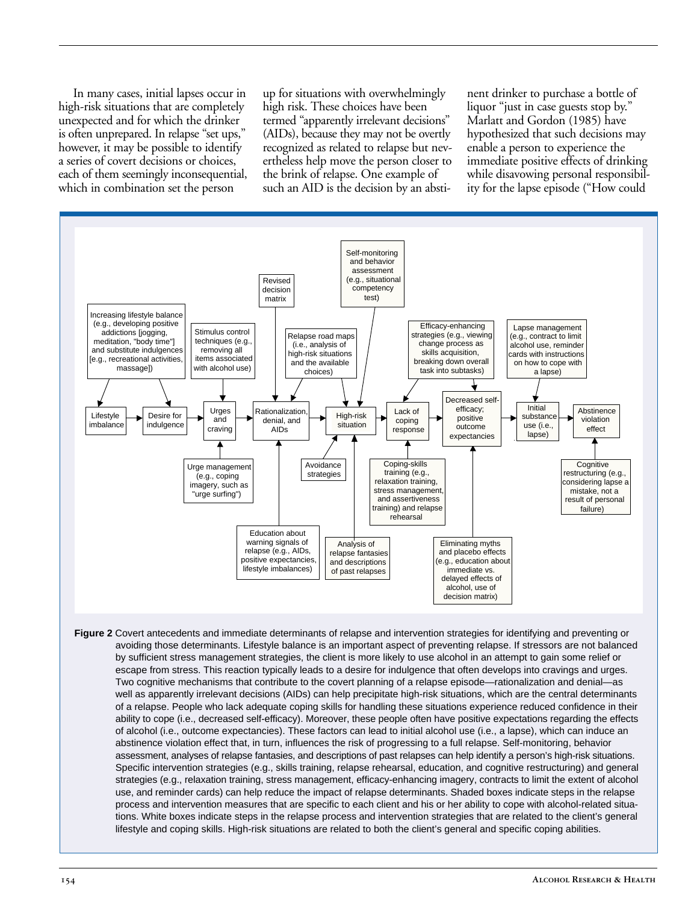In many cases, initial lapses occur in high-risk situations that are completely unexpected and for which the drinker is often unprepared. In relapse "set ups," however, it may be possible to identify a series of covert decisions or choices, each of them seemingly inconsequential, which in combination set the person up for situations with overwhelmingly high risk. These choices have been termed "apparently irrelevant decisions" (AIDs), because they may not be overtly recognized as related to relapse but nevertheless help move the person closer to the brink of relapse. One example of such an AID is the decision by an abstinent drinker to purchase a bottle of liquor "just in case guests stop by." Marlatt and Gordon (1985) have hypothesized that such decisions may enable a person to experience the immediate positive effects of drinking while disavowing personal responsibility for the lapse episode ("How could

**Figure 2** Covert antecedents and immediate determinants of relapse and intervention strategies for identifying and preventing or avoiding those determinants. Lifestyle balance is an important aspect of preventing relapse. If stressors are not balanced by sufficient stress management strategies, the client is more likely to use alcohol in an attempt to gain some relief or escape from stress. This reaction typically leads to a desire for indulgence that often develops into cravings and urges. Two cognitive mechanisms that contribute to the covert planning of a relapse episode—rationalization and denial—as well as apparently irrelevant decisions (AIDs) can help precipitate high-risk situations, which are the central determinants of a relapse. People who lack adequate coping skills for handling these situations experience reduced confidence in their ability to cope (i.e., decreased self-efficacy). Moreover, these people often have positive expectations regarding the effects of alcohol (i.e., outcome expectancies). These factors can lead to initial alcohol use (i.e., a lapse), which can induce an abstinence violation effect that, in turn, influences the risk of progressing to a full relapse. Self-monitoring, behavior assessment, analyses of relapse fantasies, and descriptions of past relapses can help identify a person's high-risk situations. Specific intervention strategies (e.g., skills training, relapse rehearsal, education, and cognitive restructuring) and general strategies (e.g., relaxation training, stress management, efficacy-enhancing imagery, contracts to limit the extent of alcohol use, and reminder cards) can help reduce the impact of relapse determinants. Shaded boxes indicate steps in the relapse process and intervention measures that are specific to each client and his or her ability to cope with alcohol-related situations. White boxes indicate steps in the relapse process and intervention strategies that are related to the client's general lifestyle and coping skills. High-risk situations are related to both the client's general and specific coping abilities.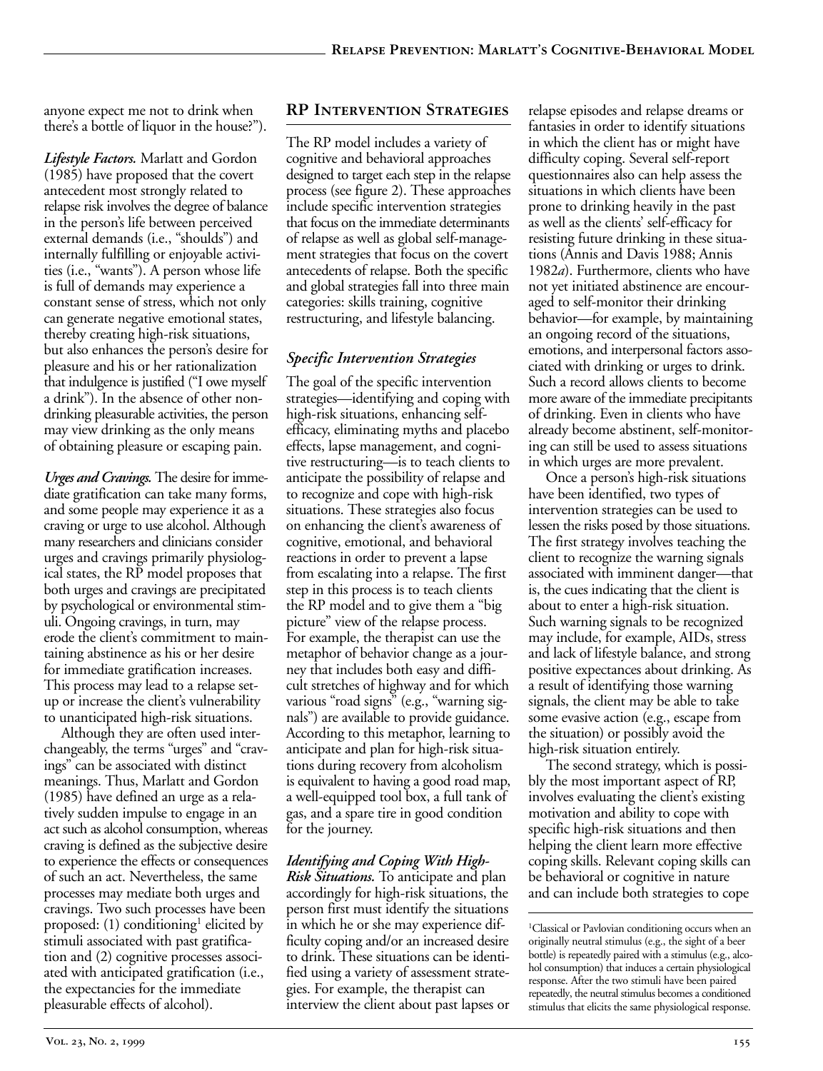anyone expect me not to drink when there's a bottle of liquor in the house?").

***Lifestyle Factors.*** Marlatt and Gordon (1985) have proposed that the covert antecedent most strongly related to relapse risk involves the degree of balance in the person's life between perceived external demands (i.e., "shoulds") and internally fulfilling or enjoyable activities (i.e., "wants"). A person whose life is full of demands may experience a constant sense of stress, which not only can generate negative emotional states, thereby creating high-risk situations, but also enhances the person's desire for pleasure and his or her rationalization that indulgence is justified ("I owe myself a drink"). In the absence of other non-drinking pleasurable activities, the person may view drinking as the only means of obtaining pleasure or escaping pain.

***Urges and Cravings.*** The desire for immediate gratification can take many forms, and some people may experience it as a craving or urge to use alcohol. Although many researchers and clinicians consider urges and cravings primarily physiological states, the RP model proposes that both urges and cravings are precipitated by psychological or environmental stimuli. Ongoing cravings, in turn, may erode the client's commitment to maintaining abstinence as his or her desire for immediate gratification increases. This process may lead to a relapse set-up or increase the client's vulnerability to unanticipated high-risk situations.

Although they are often used interchangeably, the terms "urges" and "cravings" can be associated with distinct meanings. Thus, Marlatt and Gordon (1985) have defined an urge as a relatively sudden impulse to engage in an act such as alcohol consumption, whereas craving is defined as the subjective desire to experience the effects or consequences of such an act. Nevertheless, the same processes may mediate both urges and cravings. Two such processes have been proposed: (1) conditioning[1] elicited by stimuli associated with past gratification and (2) cognitive processes associated with anticipated gratification (i.e., the expectancies for the immediate pleasurable effects of alcohol).

## RP Intervention Strategies

The RP model includes a variety of cognitive and behavioral approaches designed to target each step in the relapse process (see figure 2). These approaches include specific intervention strategies that focus on the immediate determinants of relapse as well as global self-management strategies that focus on the covert antecedents of relapse. Both the specific and global strategies fall into three main categories: skills training, cognitive restructuring, and lifestyle balancing.

### *Specific Intervention Strategies*

The goal of the specific intervention strategies—identifying and coping with high-risk situations, enhancing self-efficacy, eliminating myths and placebo effects, lapse management, and cognitive restructuring—is to teach clients to anticipate the possibility of relapse and to recognize and cope with high-risk situations. These strategies also focus on enhancing the client's awareness of cognitive, emotional, and behavioral reactions in order to prevent a lapse from escalating into a relapse. The first step in this process is to teach clients the RP model and to give them a "big picture" view of the relapse process. For example, the therapist can use the metaphor of behavior change as a journey that includes both easy and difficult stretches of highway and for which various "road signs" (e.g., "warning signals") are available to provide guidance. According to this metaphor, learning to anticipate and plan for high-risk situations during recovery from alcoholism is equivalent to having a good road map, a well-equipped tool box, a full tank of gas, and a spare tire in good condition for the journey.

***Identifying and Coping With High-Risk Situations.*** To anticipate and plan accordingly for high-risk situations, the person first must identify the situations in which he or she may experience difficulty coping and/or an increased desire to drink. These situations can be identified using a variety of assessment strategies. For example, the therapist can interview the client about past lapses or relapse episodes and relapse dreams or fantasies in order to identify situations in which the client has or might have difficulty coping. Several self-report questionnaires also can help assess the situations in which clients have been prone to drinking heavily in the past as well as the clients' self-efficacy for resisting future drinking in these situations (Annis and Davis 1988; Annis 1982*a*). Furthermore, clients who have not yet initiated abstinence are encouraged to self-monitor their drinking behavior—for example, by maintaining an ongoing record of the situations, emotions, and interpersonal factors associated with drinking or urges to drink. Such a record allows clients to become more aware of the immediate precipitants of drinking. Even in clients who have already become abstinent, self-monitoring can still be used to assess situations in which urges are more prevalent.

Once a person's high-risk situations have been identified, two types of intervention strategies can be used to lessen the risks posed by those situations. The first strategy involves teaching the client to recognize the warning signals associated with imminent danger—that is, the cues indicating that the client is about to enter a high-risk situation. Such warning signals to be recognized may include, for example, AIDs, stress and lack of lifestyle balance, and strong positive expectances about drinking. As a result of identifying those warning signals, the client may be able to take some evasive action (e.g., escape from the situation) or possibly avoid the high-risk situation entirely.

The second strategy, which is possibly the most important aspect of RP, involves evaluating the client's existing motivation and ability to cope with specific high-risk situations and then helping the client learn more effective coping skills. Relevant coping skills can be behavioral or cognitive in nature and can include both strategies to cope

[1]Classical or Pavlovian conditioning occurs when an originally neutral stimulus (e.g., the sight of a beer bottle) is repeatedly paired with a stimulus (e.g., alcohol consumption) that induces a certain physiological response. After the two stimuli have been paired repeatedly, the neutral stimulus becomes a conditioned stimulus that elicits the same physiological response.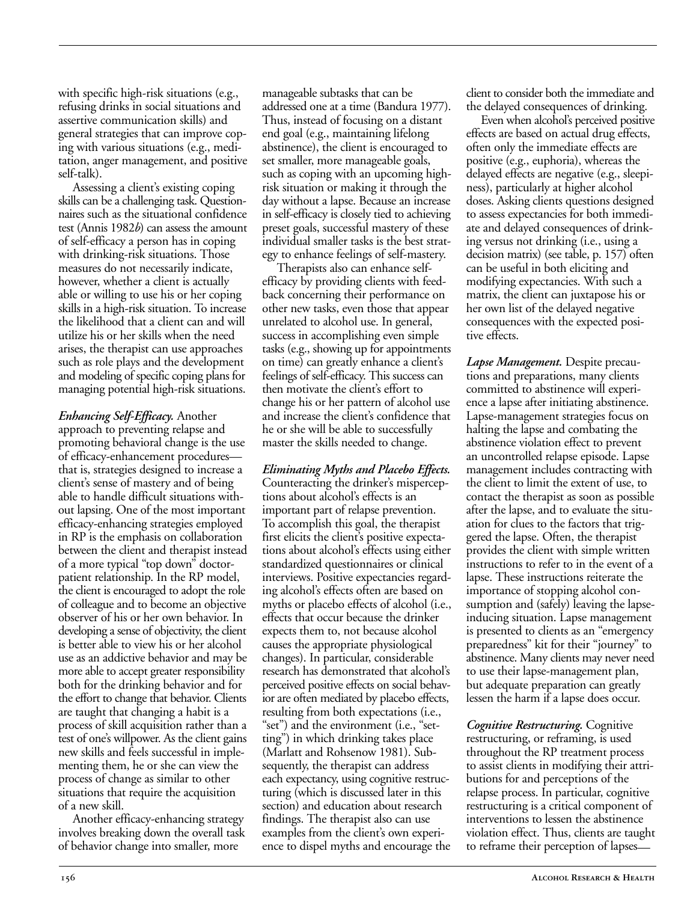with specific high-risk situations (e.g., refusing drinks in social situations and assertive communication skills) and general strategies that can improve coping with various situations (e.g., meditation, anger management, and positive self-talk).

Assessing a client's existing coping skills can be a challenging task. Questionnaires such as the situational confidence test (Annis 1982*b*) can assess the amount of self-efficacy a person has in coping with drinking-risk situations. Those measures do not necessarily indicate, however, whether a client is actually able or willing to use his or her coping skills in a high-risk situation. To increase the likelihood that a client can and will utilize his or her skills when the need arises, the therapist can use approaches such as role plays and the development and modeling of specific coping plans for managing potential high-risk situations.

***Enhancing Self-Efficacy.*** Another approach to preventing relapse and promoting behavioral change is the use of efficacy-enhancement procedures—that is, strategies designed to increase a client's sense of mastery and of being able to handle difficult situations without lapsing. One of the most important efficacy-enhancing strategies employed in RP is the emphasis on collaboration between the client and therapist instead of a more typical "top down" doctor-patient relationship. In the RP model, the client is encouraged to adopt the role of colleague and to become an objective observer of his or her own behavior. In developing a sense of objectivity, the client is better able to view his or her alcohol use as an addictive behavior and may be more able to accept greater responsibility both for the drinking behavior and for the effort to change that behavior. Clients are taught that changing a habit is a process of skill acquisition rather than a test of one's willpower. As the client gains new skills and feels successful in implementing them, he or she can view the process of change as similar to other situations that require the acquisition of a new skill.

Another efficacy-enhancing strategy involves breaking down the overall task of behavior change into smaller, more manageable subtasks that can be addressed one at a time (Bandura 1977). Thus, instead of focusing on a distant end goal (e.g., maintaining lifelong abstinence), the client is encouraged to set smaller, more manageable goals, such as coping with an upcoming high-risk situation or making it through the day without a lapse. Because an increase in self-efficacy is closely tied to achieving preset goals, successful mastery of these individual smaller tasks is the best strategy to enhance feelings of self-mastery.

Therapists also can enhance self-efficacy by providing clients with feedback concerning their performance on other new tasks, even those that appear unrelated to alcohol use. In general, success in accomplishing even simple tasks (e.g., showing up for appointments on time) can greatly enhance a client's feelings of self-efficacy. This success can then motivate the client's effort to change his or her pattern of alcohol use and increase the client's confidence that he or she will be able to successfully master the skills needed to change.

***Eliminating Myths and Placebo Effects.*** Counteracting the drinker's misperceptions about alcohol's effects is an important part of relapse prevention. To accomplish this goal, the therapist first elicits the client's positive expectations about alcohol's effects using either standardized questionnaires or clinical interviews. Positive expectancies regarding alcohol's effects often are based on myths or placebo effects of alcohol (i.e., effects that occur because the drinker expects them to, not because alcohol causes the appropriate physiological changes). In particular, considerable research has demonstrated that alcohol's perceived positive effects on social behavior are often mediated by placebo effects, resulting from both expectations (i.e., "set") and the environment (i.e., "setting") in which drinking takes place (Marlatt and Rohsenow 1981). Subsequently, the therapist can address each expectancy, using cognitive restructuring (which is discussed later in this section) and education about research findings. The therapist also can use examples from the client's own experience to dispel myths and encourage the client to consider both the immediate and the delayed consequences of drinking.

Even when alcohol's perceived positive effects are based on actual drug effects, often only the immediate effects are positive (e.g., euphoria), whereas the delayed effects are negative (e.g., sleepiness), particularly at higher alcohol doses. Asking clients questions designed to assess expectancies for both immediate and delayed consequences of drinking versus not drinking (i.e., using a decision matrix) (see table, p. 157) often can be useful in both eliciting and modifying expectancies. With such a matrix, the client can juxtapose his or her own list of the delayed negative consequences with the expected positive effects.

***Lapse Management.*** Despite precautions and preparations, many clients committed to abstinence will experience a lapse after initiating abstinence. Lapse-management strategies focus on halting the lapse and combating the abstinence violation effect to prevent an uncontrolled relapse episode. Lapse management includes contracting with the client to limit the extent of use, to contact the therapist as soon as possible after the lapse, and to evaluate the situation for clues to the factors that triggered the lapse. Often, the therapist provides the client with simple written instructions to refer to in the event of a lapse. These instructions reiterate the importance of stopping alcohol consumption and (safely) leaving the lapse-inducing situation. Lapse management is presented to clients as an "emergency preparedness" kit for their "journey" to abstinence. Many clients may never need to use their lapse-management plan, but adequate preparation can greatly lessen the harm if a lapse does occur.

***Cognitive Restructuring.*** Cognitive restructuring, or reframing, is used throughout the RP treatment process to assist clients in modifying their attributions for and perceptions of the relapse process. In particular, cognitive restructuring is a critical component of interventions to lessen the abstinence violation effect. Thus, clients are taught to reframe their perception of lapses—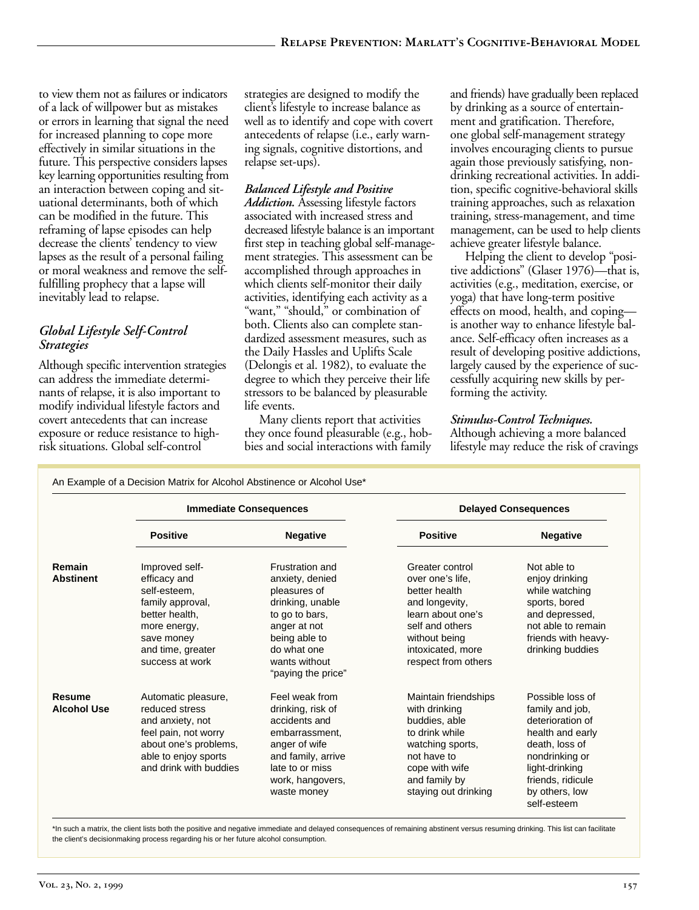to view them not as failures or indicators of a lack of willpower but as mistakes or errors in learning that signal the need for increased planning to cope more effectively in similar situations in the future. This perspective considers lapses key learning opportunities resulting from an interaction between coping and situational determinants, both of which can be modified in the future. This reframing of lapse episodes can help decrease the clients' tendency to view lapses as the result of a personal failing or moral weakness and remove the self-fulfilling prophecy that a lapse will inevitably lead to relapse.

### *Global Lifestyle Self-Control Strategies*

Although specific intervention strategies can address the immediate determinants of relapse, it is also important to modify individual lifestyle factors and covert antecedents that can increase exposure or reduce resistance to high-risk situations. Global self-control strategies are designed to modify the client's lifestyle to increase balance as well as to identify and cope with covert antecedents of relapse (i.e., early warning signals, cognitive distortions, and relapse set-ups).

***Balanced Lifestyle and Positive Addiction.*** Assessing lifestyle factors associated with increased stress and decreased lifestyle balance is an important first step in teaching global self-management strategies. This assessment can be accomplished through approaches in which clients self-monitor their daily activities, identifying each activity as a "want," "should," or combination of both. Clients also can complete standardized assessment measures, such as the Daily Hassles and Uplifts Scale (Delongis et al. 1982), to evaluate the degree to which they perceive their life stressors to be balanced by pleasurable life events.

Many clients report that activities they once found pleasurable (e.g., hobbies and social interactions with family and friends) have gradually been replaced by drinking as a source of entertainment and gratification. Therefore, one global self-management strategy involves encouraging clients to pursue again those previously satisfying, nondrinking recreational activities. In addition, specific cognitive-behavioral skills training approaches, such as relaxation training, stress-management, and time management, can be used to help clients achieve greater lifestyle balance.

Helping the client to develop "positive addictions" (Glaser 1976)—that is, activities (e.g., meditation, exercise, or yoga) that have long-term positive effects on mood, health, and coping—is another way to enhance lifestyle balance. Self-efficacy often increases as a result of developing positive addictions, largely caused by the experience of successfully acquiring new skills by performing the activity.

***Stimulus-Control Techniques.*** Although achieving a more balanced lifestyle may reduce the risk of cravings

An Example of a Decision Matrix for Alcohol Abstinence or Alcohol Use*

| | Immediate Consequences | | Delayed Consequences | |
|---|---|---|---|---|
| | **Positive** | **Negative** | **Positive** | **Negative** |
| **Remain Abstinent** | Improved self-efficacy and self-esteem, family approval, better health, more energy, save money and time, greater success at work | Frustration and anxiety, denied pleasures of drinking, unable to go to bars, anger at not being able to do what one wants without "paying the price" | Greater control over one's life, better health and longevity, learn about one's self and others without being intoxicated, more respect from others | Not able to enjoy drinking while watching sports, bored and depressed, not able to remain friends with heavy-drinking buddies |
| **Resume Alcohol Use** | Automatic pleasure, reduced stress and anxiety, not feel pain, not worry about one's problems, able to enjoy sports and drink with buddies | Feel weak from drinking, risk of accidents and embarrassment, anger of wife and family, arrive late to or miss work, hangovers, waste money | Maintain friendships with drinking buddies, able to drink while watching sports, not have to cope with wife and family by staying out drinking | Possible loss of family and job, deterioration of health and early death, loss of nondrinking or light-drinking friends, ridicule by others, low self-esteem |

*In such a matrix, the client lists both the positive and negative immediate and delayed consequences of remaining abstinent versus resuming drinking. This list can facilitate the client's decisionmaking process regarding his or her future alcohol consumption.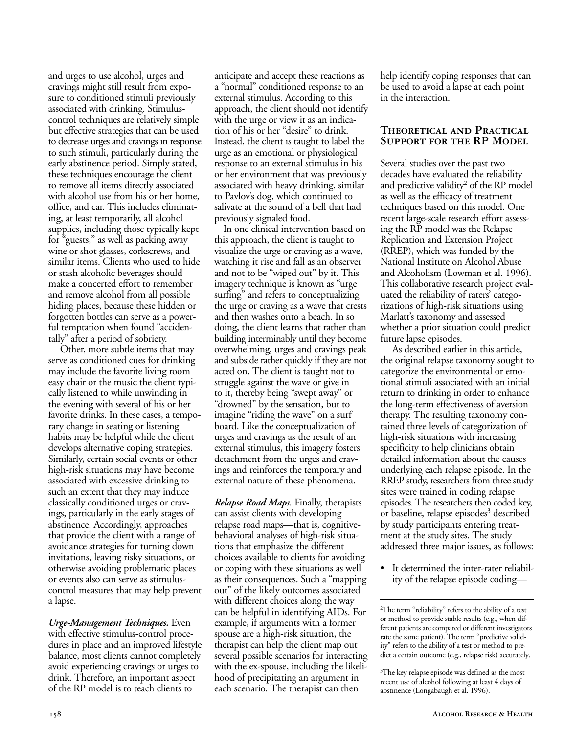and urges to use alcohol, urges and cravings might still result from exposure to conditioned stimuli previously associated with drinking. Stimulus-control techniques are relatively simple but effective strategies that can be used to decrease urges and cravings in response to such stimuli, particularly during the early abstinence period. Simply stated, these techniques encourage the client to remove all items directly associated with alcohol use from his or her home, office, and car. This includes eliminating, at least temporarily, all alcohol supplies, including those typically kept for "guests," as well as packing away wine or shot glasses, corkscrews, and similar items. Clients who used to hide or stash alcoholic beverages should make a concerted effort to remember and remove alcohol from all possible hiding places, because these hidden or forgotten bottles can serve as a powerful temptation when found "accidentally" after a period of sobriety.

Other, more subtle items that may serve as conditioned cues for drinking may include the favorite living room easy chair or the music the client typically listened to while unwinding in the evening with several of his or her favorite drinks. In these cases, a temporary change in seating or listening habits may be helpful while the client develops alternative coping strategies. Similarly, certain social events or other high-risk situations may have become associated with excessive drinking to such an extent that they may induce classically conditioned urges or cravings, particularly in the early stages of abstinence. Accordingly, approaches that provide the client with a range of avoidance strategies for turning down invitations, leaving risky situations, or otherwise avoiding problematic places or events also can serve as stimulus-control measures that may help prevent a lapse.

***Urge-Management Techniques.*** Even with effective stimulus-control procedures in place and an improved lifestyle balance, most clients cannot completely avoid experiencing cravings or urges to drink. Therefore, an important aspect of the RP model is to teach clients to anticipate and accept these reactions as a "normal" conditioned response to an external stimulus. According to this approach, the client should not identify with the urge or view it as an indication of his or her "desire" to drink. Instead, the client is taught to label the urge as an emotional or physiological response to an external stimulus in his or her environment that was previously associated with heavy drinking, similar to Pavlov's dog, which continued to salivate at the sound of a bell that had previously signaled food.

In one clinical intervention based on this approach, the client is taught to visualize the urge or craving as a wave, watching it rise and fall as an observer and not to be "wiped out" by it. This imagery technique is known as "urge surfing" and refers to conceptualizing the urge or craving as a wave that crests and then washes onto a beach. In so doing, the client learns that rather than building interminably until they become overwhelming, urges and cravings peak and subside rather quickly if they are not acted on. The client is taught not to struggle against the wave or give in to it, thereby being "swept away" or "drowned" by the sensation, but to imagine "riding the wave" on a surf board. Like the conceptualization of urges and cravings as the result of an external stimulus, this imagery fosters detachment from the urges and cravings and reinforces the temporary and external nature of these phenomena.

***Relapse Road Maps.*** Finally, therapists can assist clients with developing relapse road maps—that is, cognitive-behavioral analyses of high-risk situations that emphasize the different choices available to clients for avoiding or coping with these situations as well as their consequences. Such a "mapping out" of the likely outcomes associated with different choices along the way can be helpful in identifying AIDs. For example, if arguments with a former spouse are a high-risk situation, the therapist can help the client map out several possible scenarios for interacting with the ex-spouse, including the likelihood of precipitating an argument in each scenario. The therapist can then help identify coping responses that can be used to avoid a lapse at each point in the interaction.

## Theoretical and Practical Support for the RP Model

Several studies over the past two decades have evaluated the reliability and predictive validity[2] of the RP model as well as the efficacy of treatment techniques based on this model. One recent large-scale research effort assessing the RP model was the Relapse Replication and Extension Project (RREP), which was funded by the National Institute on Alcohol Abuse and Alcoholism (Lowman et al. 1996). This collaborative research project evaluated the reliability of raters' categorizations of high-risk situations using Marlatt's taxonomy and assessed whether a prior situation could predict future lapse episodes.

As described earlier in this article, the original relapse taxonomy sought to categorize the environmental or emotional stimuli associated with an initial return to drinking in order to enhance the long-term effectiveness of aversion therapy. The resulting taxonomy contained three levels of categorization of high-risk situations with increasing specificity to help clinicians obtain detailed information about the causes underlying each relapse episode. In the RREP study, researchers from three study sites were trained in coding relapse episodes. The researchers then coded key, or baseline, relapse episodes[3] described by study participants entering treatment at the study sites. The study addressed three major issues, as follows:

- It determined the inter-rater reliability of the relapse episode coding—

[2] The term "reliability" refers to the ability of a test or method to provide stable results (e.g., when different patients are compared or different investigators rate the same patient). The term "predictive validity" refers to the ability of a test or method to predict a certain outcome (e.g., relapse risk) accurately.

[3] The key relapse episode was defined as the most recent use of alcohol following at least 4 days of abstinence (Longabaugh et al. 1996).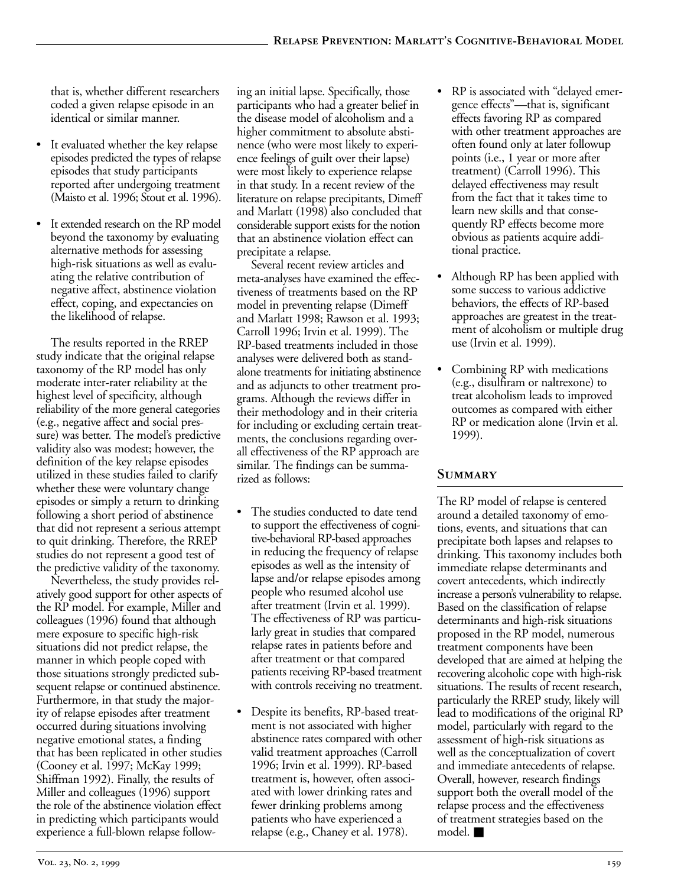that is, whether different researchers coded a given relapse episode in an identical or similar manner.

- It evaluated whether the key relapse episodes predicted the types of relapse episodes that study participants reported after undergoing treatment (Maisto et al. 1996; Stout et al. 1996).
- It extended research on the RP model beyond the taxonomy by evaluating alternative methods for assessing high-risk situations as well as evaluating the relative contribution of negative affect, abstinence violation effect, coping, and expectancies on the likelihood of relapse.

The results reported in the RREP study indicate that the original relapse taxonomy of the RP model has only moderate inter-rater reliability at the highest level of specificity, although reliability of the more general categories (e.g., negative affect and social pressure) was better. The model's predictive validity also was modest; however, the definition of the key relapse episodes utilized in these studies failed to clarify whether these were voluntary change episodes or simply a return to drinking following a short period of abstinence that did not represent a serious attempt to quit drinking. Therefore, the RREP studies do not represent a good test of the predictive validity of the taxonomy.

Nevertheless, the study provides relatively good support for other aspects of the RP model. For example, Miller and colleagues (1996) found that although mere exposure to specific high-risk situations did not predict relapse, the manner in which people coped with those situations strongly predicted subsequent relapse or continued abstinence. Furthermore, in that study the majority of relapse episodes after treatment occurred during situations involving negative emotional states, a finding that has been replicated in other studies (Cooney et al. 1997; McKay 1999; Shiffman 1992). Finally, the results of Miller and colleagues (1996) support the role of the abstinence violation effect in predicting which participants would experience a full-blown relapse following an initial lapse. Specifically, those participants who had a greater belief in the disease model of alcoholism and a higher commitment to absolute abstinence (who were most likely to experience feelings of guilt over their lapse) were most likely to experience relapse in that study. In a recent review of the literature on relapse precipitants, Dimeff and Marlatt (1998) also concluded that considerable support exists for the notion that an abstinence violation effect can precipitate a relapse.

Several recent review articles and meta-analyses have examined the effectiveness of treatments based on the RP model in preventing relapse (Dimeff and Marlatt 1998; Rawson et al. 1993; Carroll 1996; Irvin et al. 1999). The RP-based treatments included in those analyses were delivered both as standalone treatments for initiating abstinence and as adjuncts to other treatment programs. Although the reviews differ in their methodology and in their criteria for including or excluding certain treatments, the conclusions regarding overall effectiveness of the RP approach are similar. The findings can be summarized as follows:

- The studies conducted to date tend to support the effectiveness of cognitive-behavioral RP-based approaches in reducing the frequency of relapse episodes as well as the intensity of lapse and/or relapse episodes among people who resumed alcohol use after treatment (Irvin et al. 1999). The effectiveness of RP was particularly great in studies that compared relapse rates in patients before and after treatment or that compared patients receiving RP-based treatment with controls receiving no treatment.
- Despite its benefits, RP-based treatment is not associated with higher abstinence rates compared with other valid treatment approaches (Carroll 1996; Irvin et al. 1999). RP-based treatment is, however, often associated with lower drinking rates and fewer drinking problems among patients who have experienced a relapse (e.g., Chaney et al. 1978).
- RP is associated with "delayed emergence effects"—that is, significant effects favoring RP as compared with other treatment approaches are often found only at later followup points (i.e., 1 year or more after treatment) (Carroll 1996). This delayed effectiveness may result from the fact that it takes time to learn new skills and that consequently RP effects become more obvious as patients acquire additional practice.
- Although RP has been applied with some success to various addictive behaviors, the effects of RP-based approaches are greatest in the treatment of alcoholism or multiple drug use (Irvin et al. 1999).
- Combining RP with medications (e.g., disulfiram or naltrexone) to treat alcoholism leads to improved outcomes as compared with either RP or medication alone (Irvin et al. 1999).

## Summary

The RP model of relapse is centered around a detailed taxonomy of emotions, events, and situations that can precipitate both lapses and relapses to drinking. This taxonomy includes both immediate relapse determinants and covert antecedents, which indirectly increase a person's vulnerability to relapse. Based on the classification of relapse determinants and high-risk situations proposed in the RP model, numerous treatment components have been developed that are aimed at helping the recovering alcoholic cope with high-risk situations. The results of recent research, particularly the RREP study, likely will lead to modifications of the original RP model, particularly with regard to the assessment of high-risk situations as well as the conceptualization of covert and immediate antecedents of relapse. Overall, however, research findings support both the overall model of the relapse process and the effectiveness of treatment strategies based on the model. ■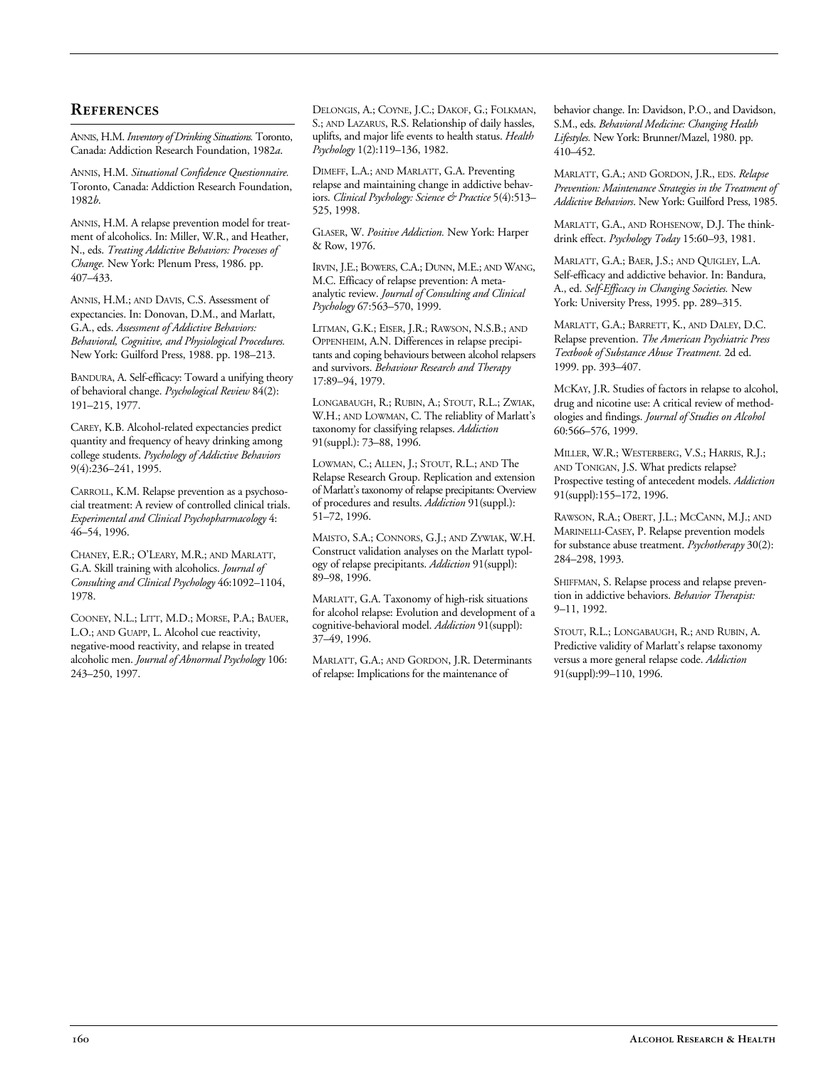## References

Annis, H.M. *Inventory of Drinking Situations.* Toronto, Canada: Addiction Research Foundation, 1982*a*.

Annis, H.M. *Situational Confidence Questionnaire.* Toronto, Canada: Addiction Research Foundation, 1982*b*.

Annis, H.M. A relapse prevention model for treatment of alcoholics. In: Miller, W.R., and Heather, N., eds. *Treating Addictive Behaviors: Processes of Change.* New York: Plenum Press, 1986. pp. 407–433.

Annis, H.M.; and Davis, C.S. Assessment of expectancies. In: Donovan, D.M., and Marlatt, G.A., eds. *Assessment of Addictive Behaviors: Behavioral, Cognitive, and Physiological Procedures.* New York: Guilford Press, 1988. pp. 198–213.

Bandura, A. Self-efficacy: Toward a unifying theory of behavioral change. *Psychological Review* 84(2): 191–215, 1977.

Carey, K.B. Alcohol-related expectancies predict quantity and frequency of heavy drinking among college students. *Psychology of Addictive Behaviors* 9(4):236–241, 1995.

Carroll, K.M. Relapse prevention as a psychosocial treatment: A review of controlled clinical trials. *Experimental and Clinical Psychopharmacology* 4: 46–54, 1996.

Chaney, E.R.; O'Leary, M.R.; and Marlatt, G.A. Skill training with alcoholics. *Journal of Consulting and Clinical Psychology* 46:1092–1104, 1978.

Cooney, N.L.; Litt, M.D.; Morse, P.A.; Bauer, L.O.; and Guapp, L. Alcohol cue reactivity, negative-mood reactivity, and relapse in treated alcoholic men. *Journal of Abnormal Psychology* 106: 243–250, 1997.

DeLongis, A.; Coyne, J.C.; Dakof, G.; Folkman, S.; and Lazarus, R.S. Relationship of daily hassles, uplifts, and major life events to health status. *Health Psychology* 1(2):119–136, 1982.

Dimeff, L.A.; and Marlatt, G.A. Preventing relapse and maintaining change in addictive behaviors. *Clinical Psychology: Science & Practice* 5(4):513–525, 1998.

Glaser, W. *Positive Addiction.* New York: Harper & Row, 1976.

Irvin, J.E.; Bowers, C.A.; Dunn, M.E.; and Wang, M.C. Efficacy of relapse prevention: A meta-analytic review. *Journal of Consulting and Clinical Psychology* 67:563–570, 1999.

Litman, G.K.; Eiser, J.R.; Rawson, N.S.B.; and Oppenheim, A.N. Differences in relapse precipitants and coping behaviours between alcohol relapsers and survivors. *Behaviour Research and Therapy* 17:89–94, 1979.

Longabaugh, R.; Rubin, A.; Stout, R.L.; Zwiak, W.H.; and Lowman, C. The reliablity of Marlatt's taxonomy for classifying relapses. *Addiction* 91(suppl.): 73–88, 1996.

Lowman, C.; Allen, J.; Stout, R.L.; and The Relapse Research Group. Replication and extension of Marlatt's taxonomy of relapse precipitants: Overview of procedures and results. *Addiction* 91(suppl.): 51–72, 1996.

Maisto, S.A.; Connors, G.J.; and Zywiak, W.H. Construct validation analyses on the Marlatt typology of relapse precipitants. *Addiction* 91(suppl): 89–98, 1996.

Marlatt, G.A. Taxonomy of high-risk situations for alcohol relapse: Evolution and development of a cognitive-behavioral model. *Addiction* 91(suppl): 37–49, 1996.

Marlatt, G.A.; and Gordon, J.R. Determinants of relapse: Implications for the maintenance of behavior change. In: Davidson, P.O., and Davidson, S.M., eds. *Behavioral Medicine: Changing Health Lifestyles.* New York: Brunner/Mazel, 1980. pp. 410–452.

Marlatt, G.A.; and Gordon, J.R., eds. *Relapse Prevention: Maintenance Strategies in the Treatment of Addictive Behaviors*. New York: Guilford Press, 1985.

Marlatt, G.A., and Rohsenow, D.J. The think-drink effect. *Psychology Today* 15:60–93, 1981.

Marlatt, G.A.; Baer, J.S.; and Quigley, L.A. Self-efficacy and addictive behavior. In: Bandura, A., ed. *Self-Efficacy in Changing Societies.* New York: University Press, 1995. pp. 289–315.

Marlatt, G.A.; Barrett, K., and Daley, D.C. Relapse prevention. *The American Psychiatric Press Textbook of Substance Abuse Treatment.* 2d ed. 1999. pp. 393–407.

McKay, J.R. Studies of factors in relapse to alcohol, drug and nicotine use: A critical review of methodologies and findings. *Journal of Studies on Alcohol* 60:566–576, 1999.

Miller, W.R.; Westerberg, V.S.; Harris, R.J.; and Tonigan, J.S. What predicts relapse? Prospective testing of antecedent models. *Addiction* 91(suppl):155–172, 1996.

Rawson, R.A.; Obert, J.L.; McCann, M.J.; and Marinelli-Casey, P. Relapse prevention models for substance abuse treatment. *Psychotherapy* 30(2): 284–298, 1993.

Shiffman, S. Relapse process and relapse prevention in addictive behaviors. *Behavior Therapist:* 9–11, 1992.

Stout, R.L.; Longabaugh, R.; and Rubin, A. Predictive validity of Marlatt's relapse taxonomy versus a more general relapse code. *Addiction* 91(suppl):99–110, 1996.